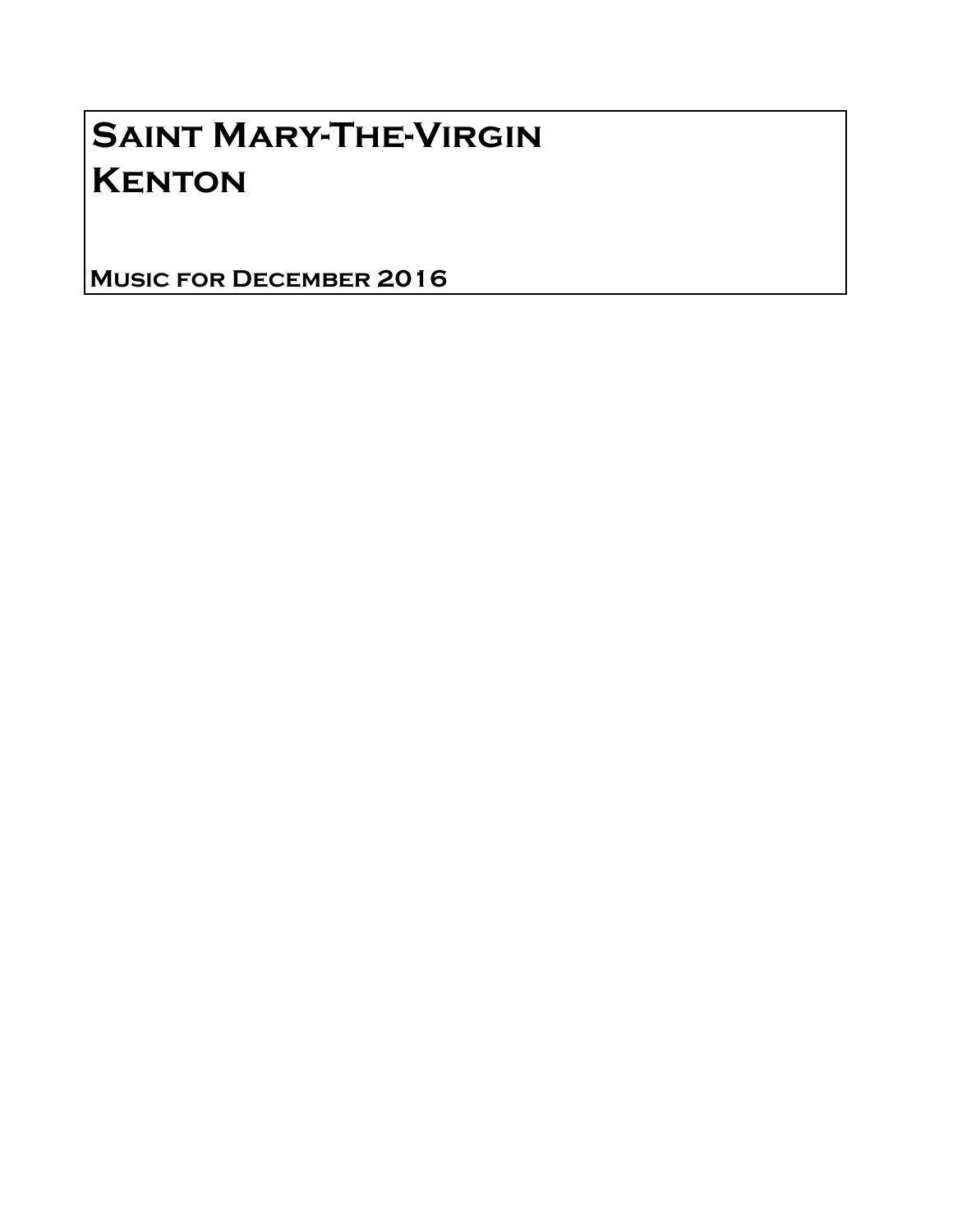# Saint Mary-The-Virgin
# Kenton

**Music for December 2016**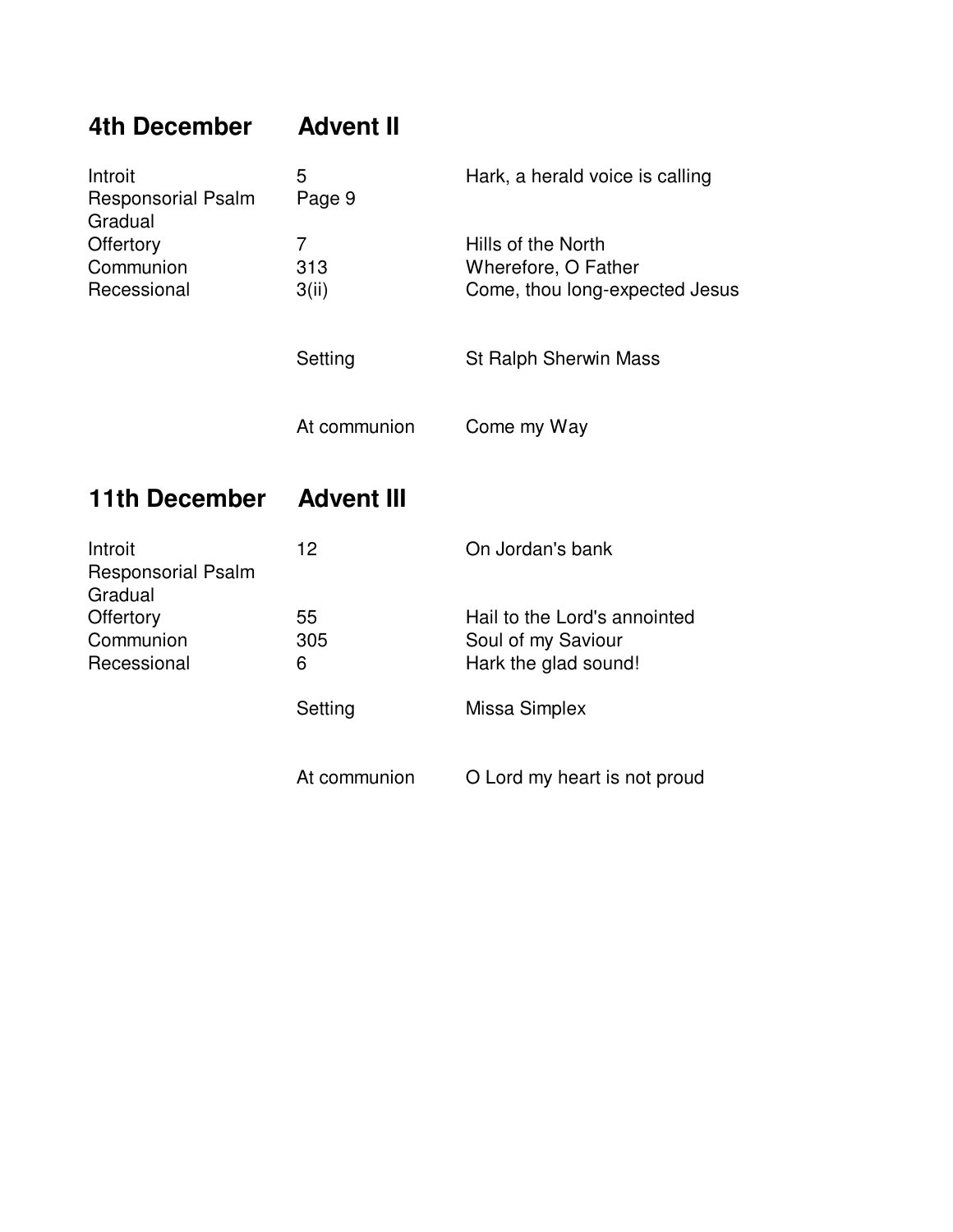## 4th December Advent II

| | | |
|---|---|---|
| Introit | 5 | Hark, a herald voice is calling |
| Responsorial Psalm | Page 9 | |
| Gradual | | |
| Offertory | 7 | Hills of the North |
| Communion | 313 | Wherefore, O Father |
| Recessional | 3(ii) | Come, thou long-expected Jesus |
| | Setting | St Ralph Sherwin Mass |
| | At communion | Come my Way |

## 11th December Advent III

| | | |
|---|---|---|
| Introit | 12 | On Jordan's bank |
| Responsorial Psalm | | |
| Gradual | | |
| Offertory | 55 | Hail to the Lord's annointed |
| Communion | 305 | Soul of my Saviour |
| Recessional | 6 | Hark the glad sound! |
| | Setting | Missa Simplex |
| | At communion | O Lord my heart is not proud |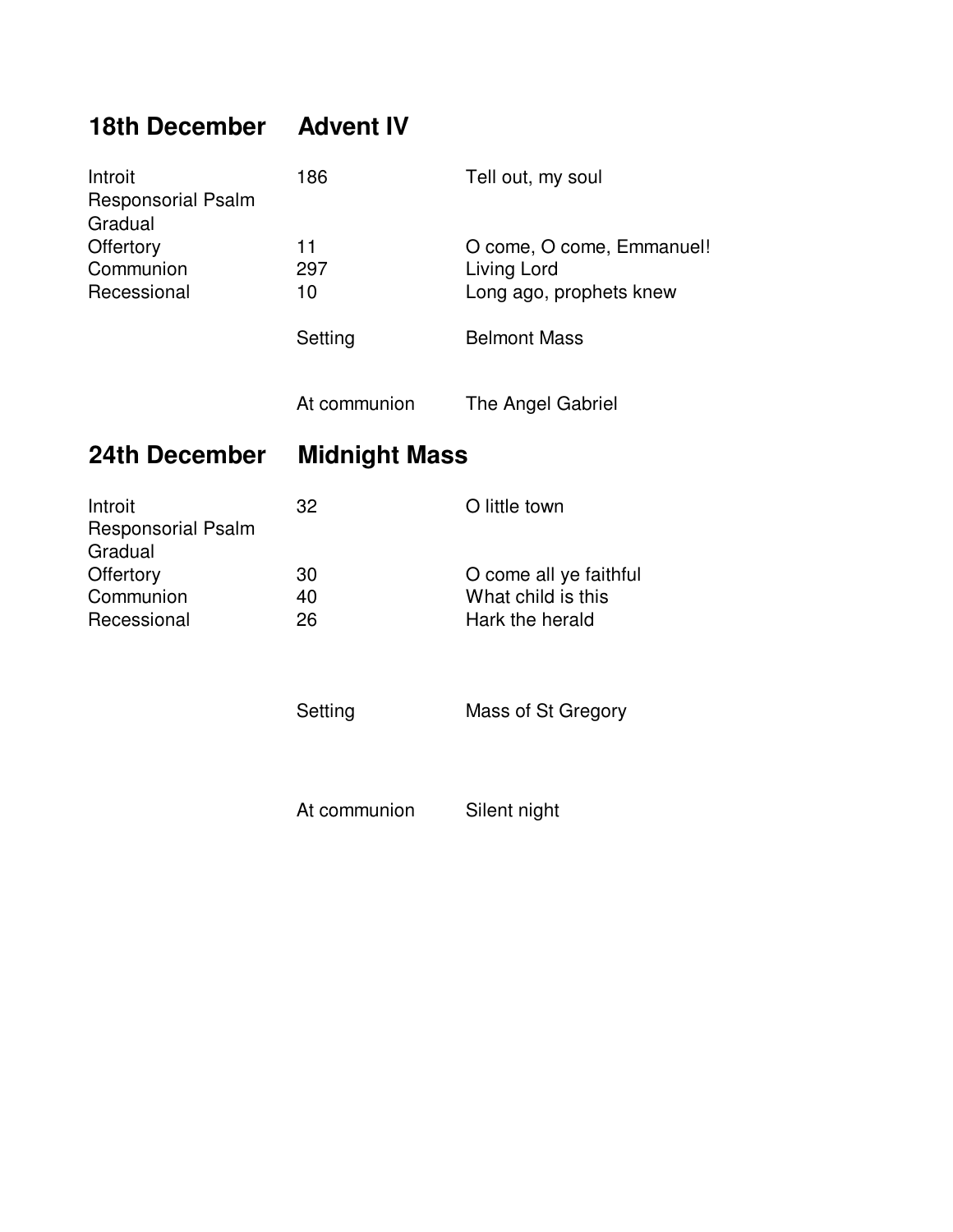## 18th December Advent IV

| | | |
|---|---|---|
| Introit | 186 | Tell out, my soul |
| Responsorial Psalm | | |
| Gradual | | |
| Offertory | 11 | O come, O come, Emmanuel! |
| Communion | 297 | Living Lord |
| Recessional | 10 | Long ago, prophets knew |
| | Setting | Belmont Mass |
| | At communion | The Angel Gabriel |

## 24th December Midnight Mass

| | | |
|---|---|---|
| Introit | 32 | O little town |
| Responsorial Psalm | | |
| Gradual | | |
| Offertory | 30 | O come all ye faithful |
| Communion | 40 | What child is this |
| Recessional | 26 | Hark the herald |
| | Setting | Mass of St Gregory |
| | At communion | Silent night |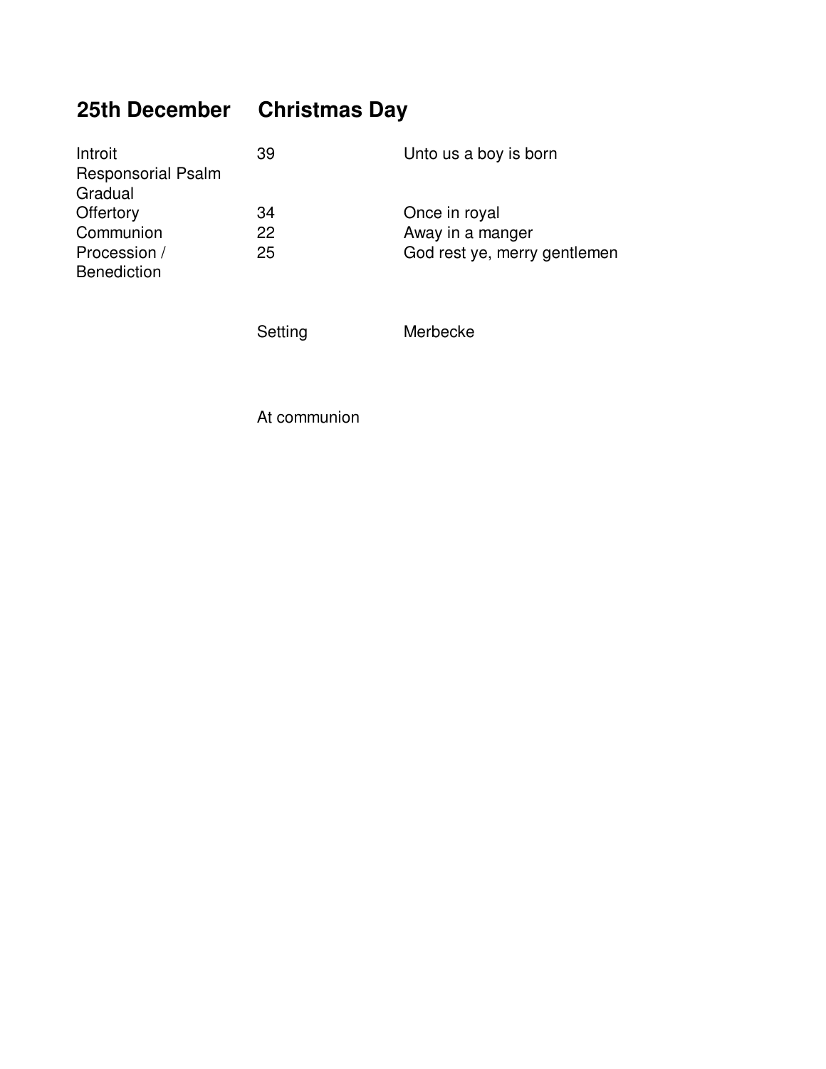## 25th December Christmas Day

| | | |
|---|---|---|
| Introit | 39 | Unto us a boy is born |
| Responsorial Psalm | | |
| Gradual | | |
| Offertory | 34 | Once in royal |
| Communion | 22 | Away in a manger |
| Procession / Benediction | 25 | God rest ye, merry gentlemen |
| | Setting | Merbecke |
| | At communion | |